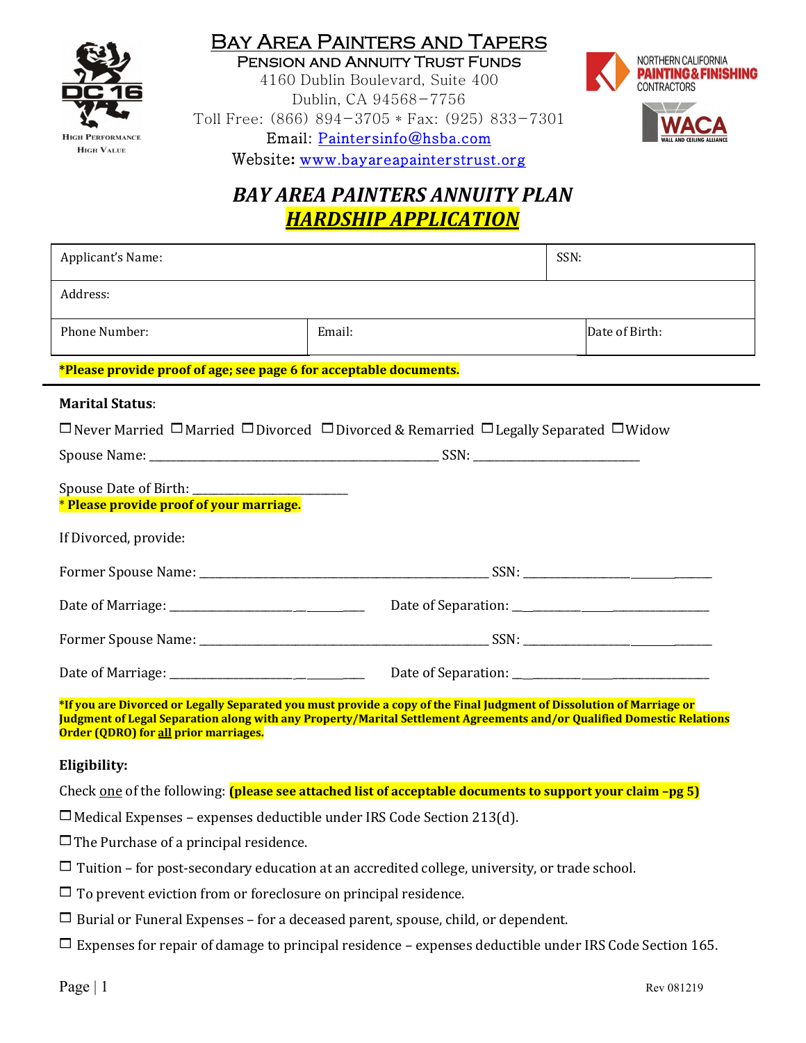# Bay Area Painters and Tapers

## Pension and Annuity Trust Funds

4160 Dublin Boulevard, Suite 400
Dublin, CA 94568-7756
Toll Free: (866) 894-3705 * Fax: (925) 833-7301
Email: Paintersinfo@hsba.com
Website: www.bayareapainterstrust.org

High Performance
High Value

NORTHERN CALIFORNIA PAINTING & FINISHING CONTRACTORS

WACA WALL AND CEILING ALLIANCE

# *BAY AREA PAINTERS ANNUITY PLAN*

# ***HARDSHIP APPLICATION***

| Applicant's Name: | | SSN: |
|---|---|---|
| Address: | | |
| Phone Number: | Email: | Date of Birth: |

**\*Please provide proof of age; see page 6 for acceptable documents.**

**Marital Status**:

☐ Never Married ☐ Married ☐ Divorced ☐ Divorced & Remarried ☐ Legally Separated ☐ Widow

Spouse Name: ______________________________ SSN: ____________________

Spouse Date of Birth: ____________________

\* **Please provide proof of your marriage.**

If Divorced, provide:

Former Spouse Name: ______________________________ SSN: ____________________

Date of Marriage: ____________________ Date of Separation: ____________________

Former Spouse Name: ______________________________ SSN: ____________________

Date of Marriage: ____________________ Date of Separation: ____________________

**\*If you are Divorced or Legally Separated you must provide a copy of the Final Judgment of Dissolution of Marriage or Judgment of Legal Separation along with any Property/Marital Settlement Agreements and/or Qualified Domestic Relations Order (QDRO) for <u>all</u> prior marriages.**

**Eligibility:**

Check <u>one</u> of the following: **(please see attached list of acceptable documents to support your claim –pg 5)**

☐ Medical Expenses – expenses deductible under IRS Code Section 213(d).

☐ The Purchase of a principal residence.

☐ Tuition – for post-secondary education at an accredited college, university, or trade school.

☐ To prevent eviction from or foreclosure on principal residence.

☐ Burial or Funeral Expenses – for a deceased parent, spouse, child, or dependent.

☐ Expenses for repair of damage to principal residence – expenses deductible under IRS Code Section 165.

Rev 081219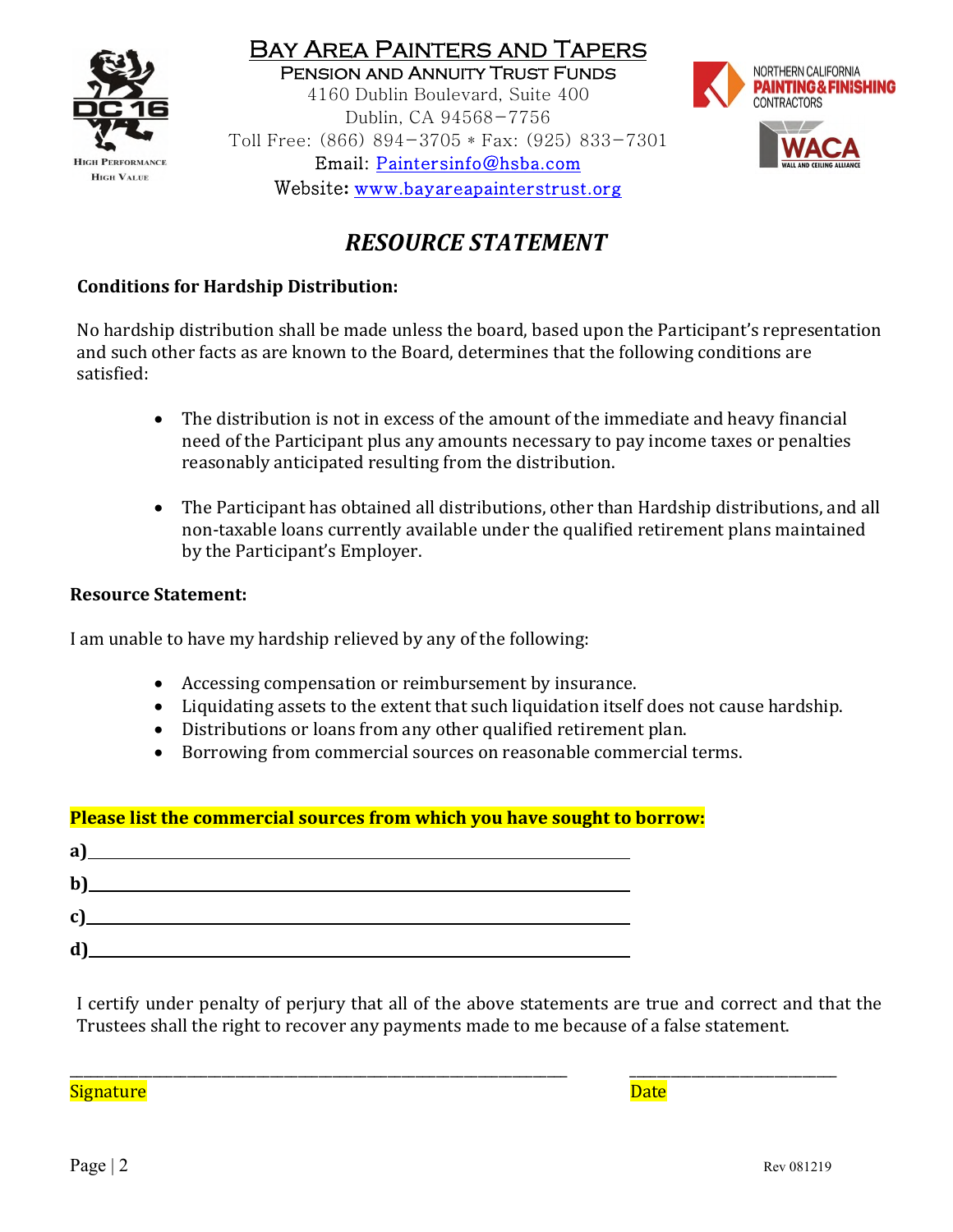# Bay Area Painters and Tapers

**Pension and Annuity Trust Funds**
4160 Dublin Boulevard, Suite 400
Dublin, CA 94568-7756
Toll Free: (866) 894-3705 * Fax: (925) 833-7301
Email: Paintersinfo@hsba.com
Website: www.bayareapainterstrust.org

DC 16 High Performance High Value

Northern California Painting & Finishing Contractors

WACA Wall and Ceiling Alliance

## *RESOURCE STATEMENT*

**Conditions for Hardship Distribution:**

No hardship distribution shall be made unless the board, based upon the Participant's representation and such other facts as are known to the Board, determines that the following conditions are satisfied:

- The distribution is not in excess of the amount of the immediate and heavy financial need of the Participant plus any amounts necessary to pay income taxes or penalties reasonably anticipated resulting from the distribution.
- The Participant has obtained all distributions, other than Hardship distributions, and all non-taxable loans currently available under the qualified retirement plans maintained by the Participant's Employer.

**Resource Statement:**

I am unable to have my hardship relieved by any of the following:

- Accessing compensation or reimbursement by insurance.
- Liquidating assets to the extent that such liquidation itself does not cause hardship.
- Distributions or loans from any other qualified retirement plan.
- Borrowing from commercial sources on reasonable commercial terms.

**Please list the commercial sources from which you have sought to borrow:**

**a)**\_\_\_\_\_\_\_\_\_\_\_\_\_\_\_\_\_\_\_\_\_\_\_\_\_\_\_\_\_\_\_\_\_\_\_\_\_\_\_\_

**b)**\_\_\_\_\_\_\_\_\_\_\_\_\_\_\_\_\_\_\_\_\_\_\_\_\_\_\_\_\_\_\_\_\_\_\_\_\_\_\_\_

**c)**\_\_\_\_\_\_\_\_\_\_\_\_\_\_\_\_\_\_\_\_\_\_\_\_\_\_\_\_\_\_\_\_\_\_\_\_\_\_\_\_

**d)**\_\_\_\_\_\_\_\_\_\_\_\_\_\_\_\_\_\_\_\_\_\_\_\_\_\_\_\_\_\_\_\_\_\_\_\_\_\_\_\_

I certify under penalty of perjury that all of the above statements are true and correct and that the Trustees shall the right to recover any payments made to me because of a false statement.

\_\_\_\_\_\_\_\_\_\_\_\_\_\_\_\_\_\_\_\_\_\_\_\_\_\_\_\_\_\_\_\_\_\_\_\_\_\_\_\_ \_\_\_\_\_\_\_\_\_\_\_\_\_\_\_\_\_\_\_\_\_\_\_\_
Signature Date

Rev 081219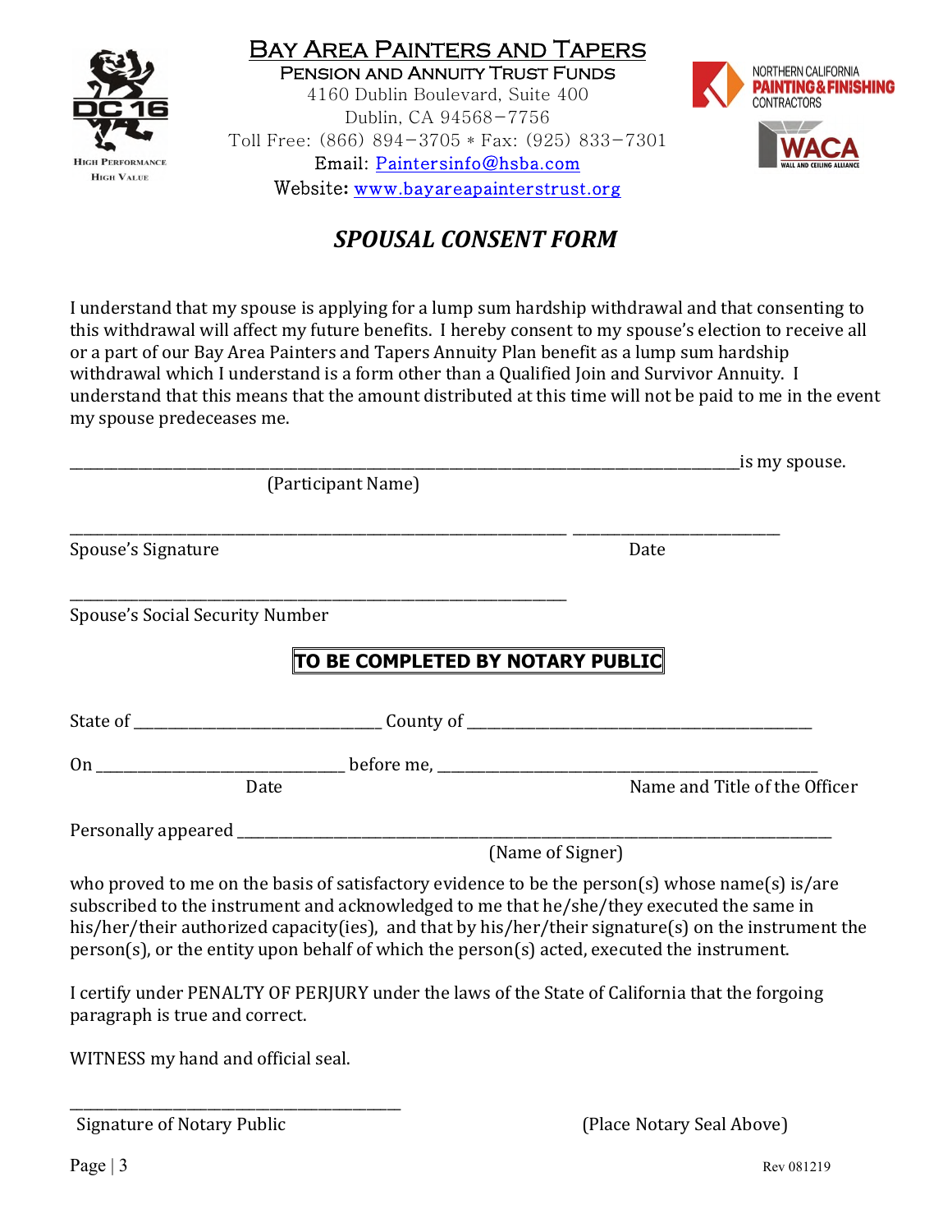# Bay Area Painters and Tapers

**Pension and Annuity Trust Funds**

4160 Dublin Boulevard, Suite 400
Dublin, CA 94568−7756
Toll Free: (866) 894−3705 * Fax: (925) 833−7301
Email: Paintersinfo@hsba.com
Website: www.bayareapainterstrust.org

High Performance
High Value

## *SPOUSAL CONSENT FORM*

I understand that my spouse is applying for a lump sum hardship withdrawal and that consenting to this withdrawal will affect my future benefits. I hereby consent to my spouse's election to receive all or a part of our Bay Area Painters and Tapers Annuity Plan benefit as a lump sum hardship withdrawal which I understand is a form other than a Qualified Join and Survivor Annuity. I understand that this means that the amount distributed at this time will not be paid to me in the event my spouse predeceases me.

______________________________________________________________________is my spouse.
(Participant Name)

________________________________________________ ______________________
Spouse's Signature Date

________________________________________________
Spouse's Social Security Number

**TO BE COMPLETED BY NOTARY PUBLIC**

State of ___________________________ County of ________________________________________

On ___________________________ before me, ________________________________________
Date Name and Title of the Officer

Personally appeared ______________________________________________________________
(Name of Signer)

who proved to me on the basis of satisfactory evidence to be the person(s) whose name(s) is/are subscribed to the instrument and acknowledged to me that he/she/they executed the same in his/her/their authorized capacity(ies), and that by his/her/their signature(s) on the instrument the person(s), or the entity upon behalf of which the person(s) acted, executed the instrument.

I certify under PENALTY OF PERJURY under the laws of the State of California that the forgoing paragraph is true and correct.

WITNESS my hand and official seal.

___________________________________
Signature of Notary Public (Place Notary Seal Above)

Rev 081219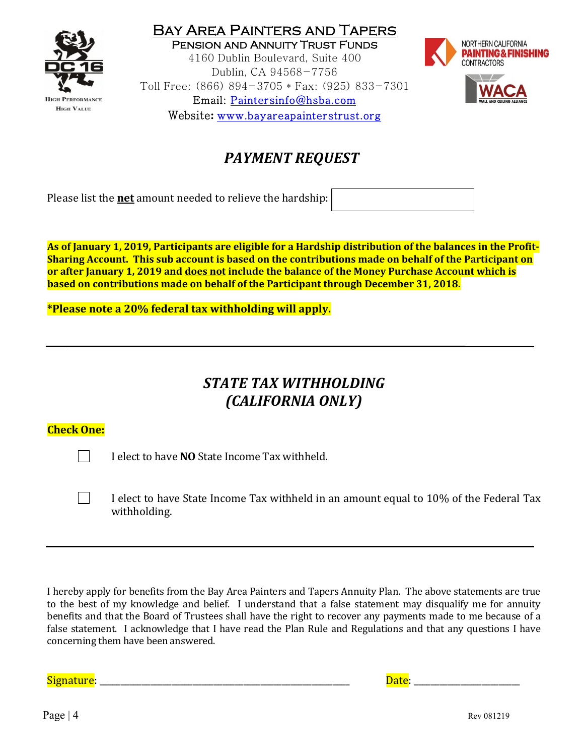# Bay Area Painters and Tapers

**Pension and Annuity Trust Funds**

4160 Dublin Boulevard, Suite 400
Dublin, CA 94568−7756
Toll Free: (866) 894−3705 * Fax: (925) 833−7301
Email: Paintersinfo@hsba.com
Website: www.bayareapainterstrust.org

## *PAYMENT REQUEST*

Please list the **net** amount needed to relieve the hardship: ____________________

**As of January 1, 2019, Participants are eligible for a Hardship distribution of the balances in the Profit-Sharing Account. This sub account is based on the contributions made on behalf of the Participant on or after January 1, 2019 and does not include the balance of the Money Purchase Account which is based on contributions made on behalf of the Participant through December 31, 2018.**

***Please note a 20% federal tax withholding will apply.**

---

## *STATE TAX WITHHOLDING (CALIFORNIA ONLY)*

**Check One:**

- ☐ I elect to have **NO** State Income Tax withheld.
- ☐ I elect to have State Income Tax withheld in an amount equal to 10% of the Federal Tax withholding.

---

I hereby apply for benefits from the Bay Area Painters and Tapers Annuity Plan. The above statements are true to the best of my knowledge and belief. I understand that a false statement may disqualify me for annuity benefits and that the Board of Trustees shall have the right to recover any payments made to me because of a false statement. I acknowledge that I have read the Plan Rule and Regulations and that any questions I have concerning them have been answered.

Signature: ________________________________________ Date: ____________________

Rev 081219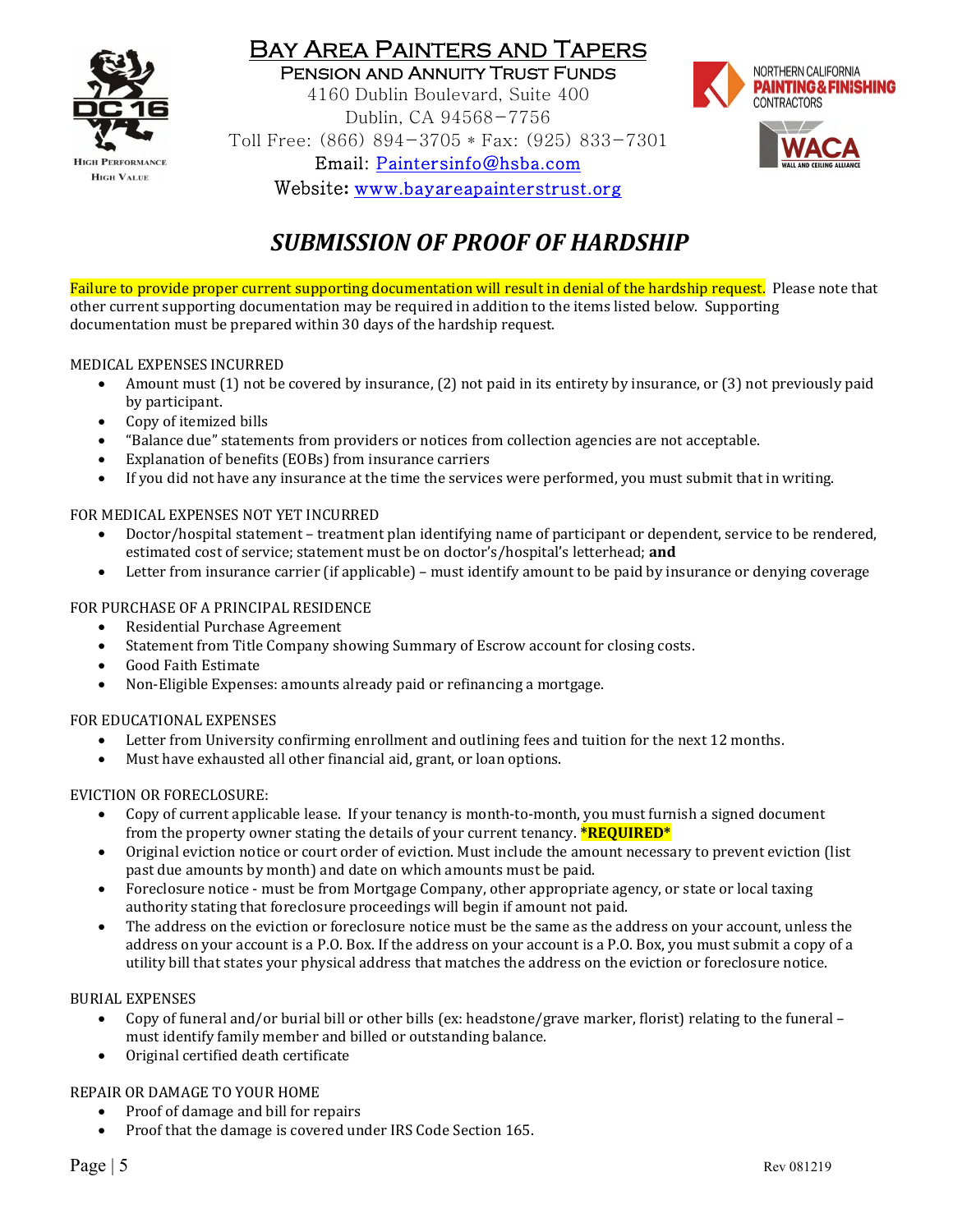# Bay Area Painters and Tapers

## Pension and Annuity Trust Funds

4160 Dublin Boulevard, Suite 400
Dublin, CA 94568−7756
Toll Free: (866) 894−3705 * Fax: (925) 833−7301
Email: Paintersinfo@hsba.com
Website: www.bayareapainterstrust.org

## *SUBMISSION OF PROOF OF HARDSHIP*

Failure to provide proper current supporting documentation will result in denial of the hardship request. Please note that other current supporting documentation may be required in addition to the items listed below. Supporting documentation must be prepared within 30 days of the hardship request.

MEDICAL EXPENSES INCURRED

- Amount must (1) not be covered by insurance, (2) not paid in its entirety by insurance, or (3) not previously paid by participant.
- Copy of itemized bills
- "Balance due" statements from providers or notices from collection agencies are not acceptable.
- Explanation of benefits (EOBs) from insurance carriers
- If you did not have any insurance at the time the services were performed, you must submit that in writing.

FOR MEDICAL EXPENSES NOT YET INCURRED

- Doctor/hospital statement – treatment plan identifying name of participant or dependent, service to be rendered, estimated cost of service; statement must be on doctor's/hospital's letterhead; **and**
- Letter from insurance carrier (if applicable) – must identify amount to be paid by insurance or denying coverage

FOR PURCHASE OF A PRINCIPAL RESIDENCE

- Residential Purchase Agreement
- Statement from Title Company showing Summary of Escrow account for closing costs.
- Good Faith Estimate
- Non-Eligible Expenses: amounts already paid or refinancing a mortgage.

FOR EDUCATIONAL EXPENSES

- Letter from University confirming enrollment and outlining fees and tuition for the next 12 months.
- Must have exhausted all other financial aid, grant, or loan options.

EVICTION OR FORECLOSURE:

- Copy of current applicable lease. If your tenancy is month-to-month, you must furnish a signed document from the property owner stating the details of your current tenancy. ***REQUIRED***
- Original eviction notice or court order of eviction. Must include the amount necessary to prevent eviction (list past due amounts by month) and date on which amounts must be paid.
- Foreclosure notice - must be from Mortgage Company, other appropriate agency, or state or local taxing authority stating that foreclosure proceedings will begin if amount not paid.
- The address on the eviction or foreclosure notice must be the same as the address on your account, unless the address on your account is a P.O. Box. If the address on your account is a P.O. Box, you must submit a copy of a utility bill that states your physical address that matches the address on the eviction or foreclosure notice.

BURIAL EXPENSES

- Copy of funeral and/or burial bill or other bills (ex: headstone/grave marker, florist) relating to the funeral – must identify family member and billed or outstanding balance.
- Original certified death certificate

REPAIR OR DAMAGE TO YOUR HOME

- Proof of damage and bill for repairs
- Proof that the damage is covered under IRS Code Section 165.

Rev 081219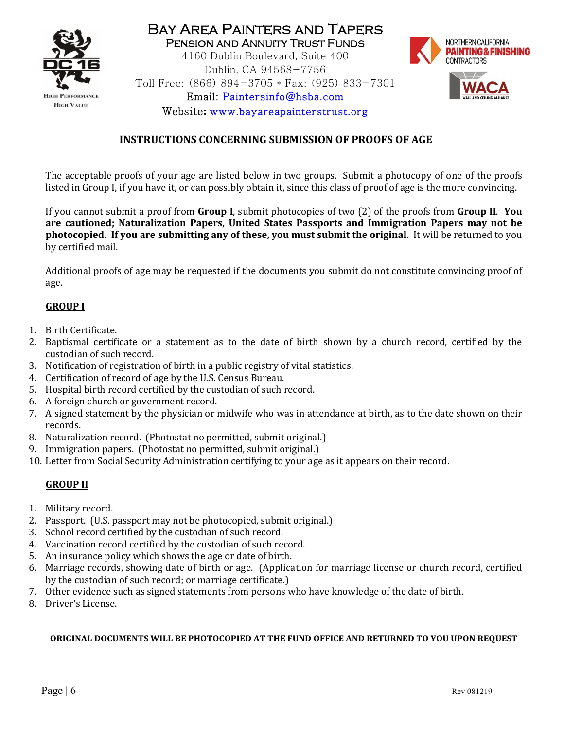# Bay Area Painters and Tapers

**Pension and Annuity Trust Funds**
4160 Dublin Boulevard, Suite 400
Dublin, CA 94568-7756
Toll Free: (866) 894-3705 * Fax: (925) 833-7301
Email: Paintersinfo@hsba.com
Website: www.bayareapainterstrust.org

DC 16 High Performance High Value

NORTHERN CALIFORNIA PAINTING & FINISHING CONTRACTORS

WACA WALL AND CEILING ALLIANCE

## INSTRUCTIONS CONCERNING SUBMISSION OF PROOFS OF AGE

The acceptable proofs of your age are listed below in two groups. Submit a photocopy of one of the proofs listed in Group I, if you have it, or can possibly obtain it, since this class of proof of age is the more convincing.

If you cannot submit a proof from **Group I**, submit photocopies of two (2) of the proofs from **Group II**. **You are cautioned; Naturalization Papers, United States Passports and Immigration Papers may not be photocopied. If you are submitting any of these, you must submit the original.** It will be returned to you by certified mail.

Additional proofs of age may be requested if the documents you submit do not constitute convincing proof of age.

### GROUP I

1. Birth Certificate.
2. Baptismal certificate or a statement as to the date of birth shown by a church record, certified by the custodian of such record.
3. Notification of registration of birth in a public registry of vital statistics.
4. Certification of record of age by the U.S. Census Bureau.
5. Hospital birth record certified by the custodian of such record.
6. A foreign church or government record.
7. A signed statement by the physician or midwife who was in attendance at birth, as to the date shown on their records.
8. Naturalization record. (Photostat no permitted, submit original.)
9. Immigration papers. (Photostat no permitted, submit original.)
10. Letter from Social Security Administration certifying to your age as it appears on their record.

### GROUP II

1. Military record.
2. Passport. (U.S. passport may not be photocopied, submit original.)
3. School record certified by the custodian of such record.
4. Vaccination record certified by the custodian of such record.
5. An insurance policy which shows the age or date of birth.
6. Marriage records, showing date of birth or age. (Application for marriage license or church record, certified by the custodian of such record; or marriage certificate.)
7. Other evidence such as signed statements from persons who have knowledge of the date of birth.
8. Driver's License.

**ORIGINAL DOCUMENTS WILL BE PHOTOCOPIED AT THE FUND OFFICE AND RETURNED TO YOU UPON REQUEST**

Rev 081219